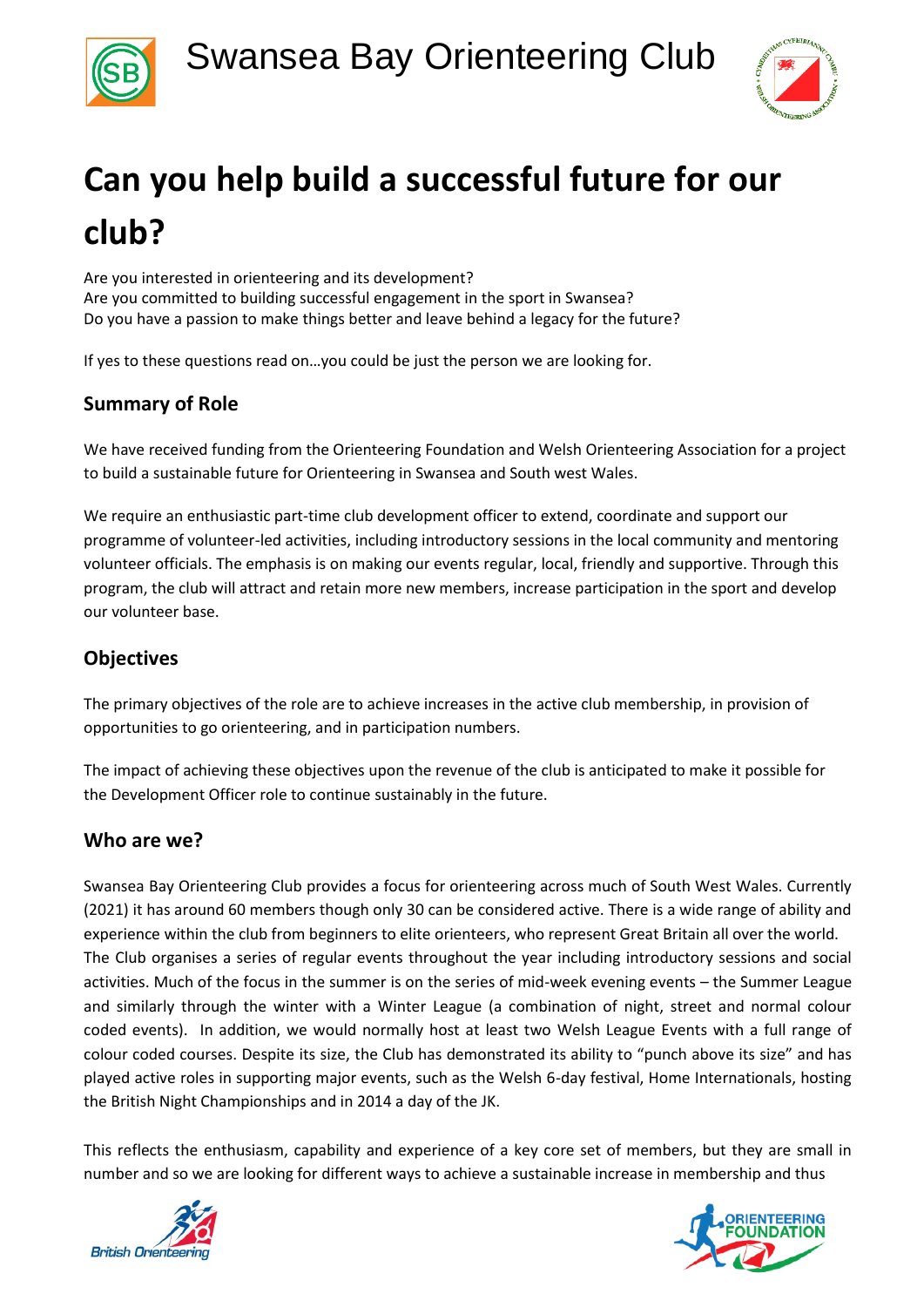# Swansea Bay Orienteering Club

## Can you help build a successful future for our club?

Are you interested in orienteering and its development?
Are you committed to building successful engagement in the sport in Swansea?
Do you have a passion to make things better and leave behind a legacy for the future?

If yes to these questions read on…you could be just the person we are looking for.

### Summary of Role

We have received funding from the Orienteering Foundation and Welsh Orienteering Association for a project to build a sustainable future for Orienteering in Swansea and South west Wales.

We require an enthusiastic part-time club development officer to extend, coordinate and support our programme of volunteer-led activities, including introductory sessions in the local community and mentoring volunteer officials. The emphasis is on making our events regular, local, friendly and supportive. Through this program, the club will attract and retain more new members, increase participation in the sport and develop our volunteer base.

### Objectives

The primary objectives of the role are to achieve increases in the active club membership, in provision of opportunities to go orienteering, and in participation numbers.

The impact of achieving these objectives upon the revenue of the club is anticipated to make it possible for the Development Officer role to continue sustainably in the future.

### Who are we?

Swansea Bay Orienteering Club provides a focus for orienteering across much of South West Wales. Currently (2021) it has around 60 members though only 30 can be considered active. There is a wide range of ability and experience within the club from beginners to elite orienteers, who represent Great Britain all over the world. The Club organises a series of regular events throughout the year including introductory sessions and social activities. Much of the focus in the summer is on the series of mid-week evening events – the Summer League and similarly through the winter with a Winter League (a combination of night, street and normal colour coded events). In addition, we would normally host at least two Welsh League Events with a full range of colour coded courses. Despite its size, the Club has demonstrated its ability to "punch above its size" and has played active roles in supporting major events, such as the Welsh 6-day festival, Home Internationals, hosting the British Night Championships and in 2014 a day of the JK.

This reflects the enthusiasm, capability and experience of a key core set of members, but they are small in number and so we are looking for different ways to achieve a sustainable increase in membership and thus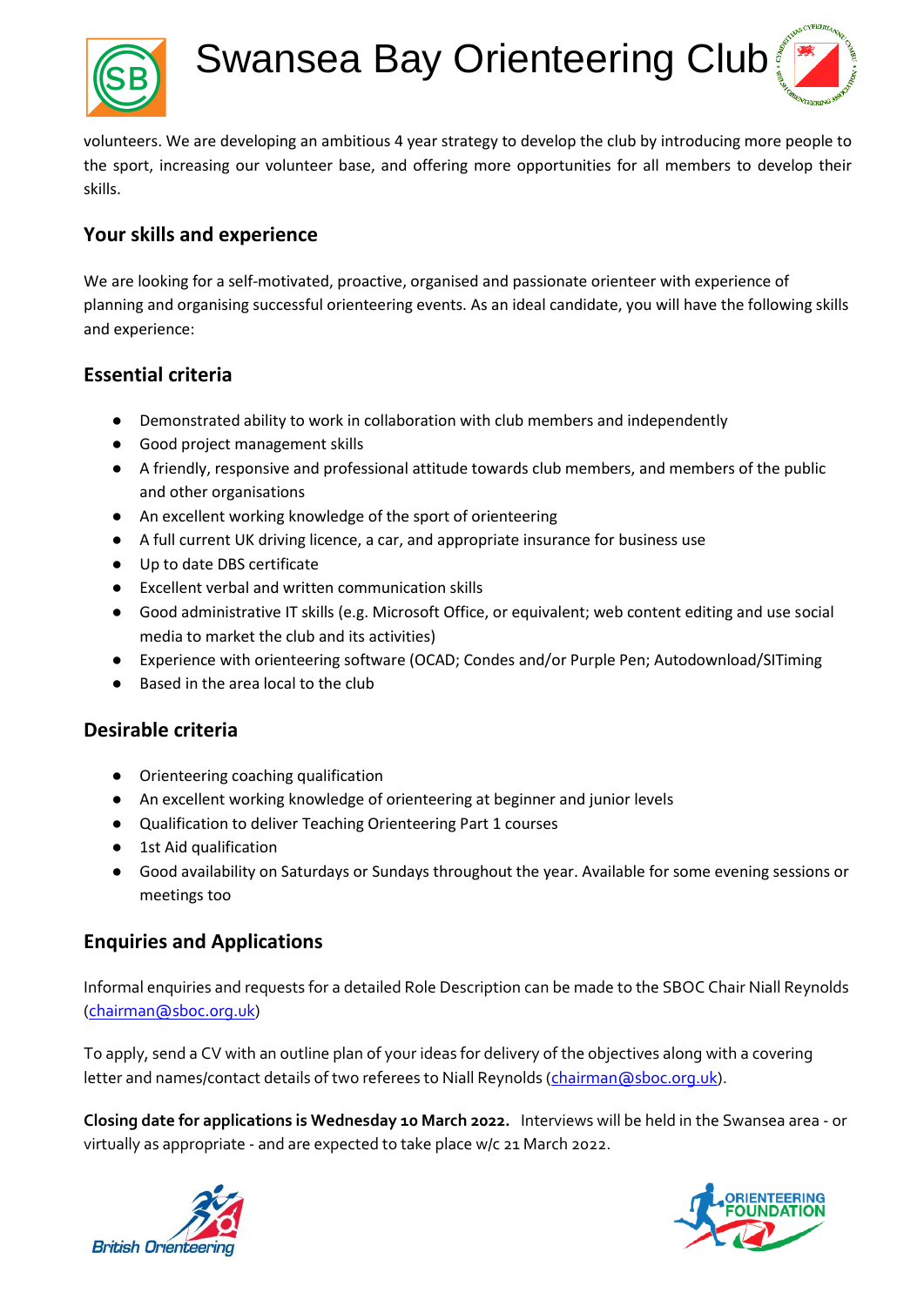volunteers. We are developing an ambitious 4 year strategy to develop the club by introducing more people to the sport, increasing our volunteer base, and offering more opportunities for all members to develop their skills.

## Your skills and experience

We are looking for a self-motivated, proactive, organised and passionate orienteer with experience of planning and organising successful orienteering events. As an ideal candidate, you will have the following skills and experience:

## Essential criteria

- Demonstrated ability to work in collaboration with club members and independently
- Good project management skills
- A friendly, responsive and professional attitude towards club members, and members of the public and other organisations
- An excellent working knowledge of the sport of orienteering
- A full current UK driving licence, a car, and appropriate insurance for business use
- Up to date DBS certificate
- Excellent verbal and written communication skills
- Good administrative IT skills (e.g. Microsoft Office, or equivalent; web content editing and use social media to market the club and its activities)
- Experience with orienteering software (OCAD; Condes and/or Purple Pen; Autodownload/SITiming
- Based in the area local to the club

## Desirable criteria

- Orienteering coaching qualification
- An excellent working knowledge of orienteering at beginner and junior levels
- Qualification to deliver Teaching Orienteering Part 1 courses
- 1st Aid qualification
- Good availability on Saturdays or Sundays throughout the year. Available for some evening sessions or meetings too

## Enquiries and Applications

Informal enquiries and requests for a detailed Role Description can be made to the SBOC Chair Niall Reynolds (chairman@sboc.org.uk)

To apply, send a CV with an outline plan of your ideas for delivery of the objectives along with a covering letter and names/contact details of two referees to Niall Reynolds (chairman@sboc.org.uk).

**Closing date for applications is Wednesday 10 March 2022.** Interviews will be held in the Swansea area - or virtually as appropriate - and are expected to take place w/c 21 March 2022.